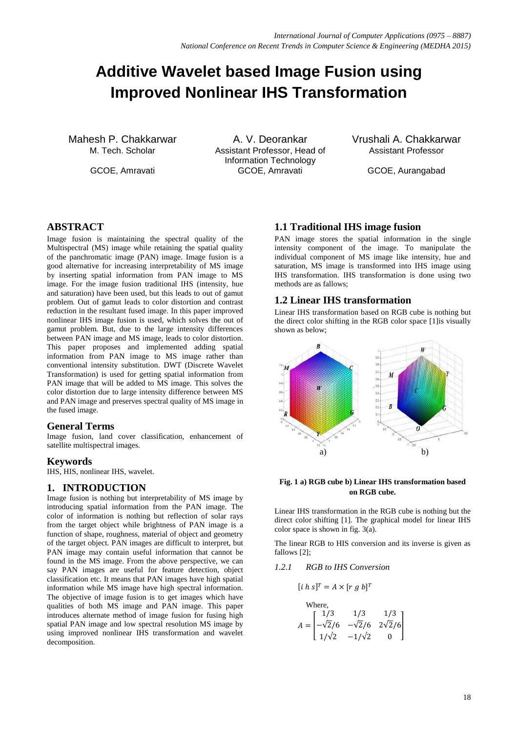# Additive Wavelet based Image Fusion using Improved Nonlinear IHS Transformation

Mahesh P. Chakkarwar
M. Tech. Scholar
GCOE, Amravati

A. V. Deorankar
Assistant Professor, Head of Information Technology
GCOE, Amravati

Vrushali A. Chakkarwar
Assistant Professor
GCOE, Aurangabad

## ABSTRACT

Image fusion is maintaining the spectral quality of the Multispectral (MS) image while retaining the spatial quality of the panchromatic image (PAN) image. Image fusion is a good alternative for increasing interpretability of MS image by inserting spatial information from PAN image to MS image. For the image fusion traditional IHS (intensity, hue and saturation) have been used, but this leads to out of gamut problem. Out of gamut leads to color distortion and contrast reduction in the resultant fused image. In this paper improved nonlinear IHS image fusion is used, which solves the out of gamut problem. But, due to the large intensity differences between PAN image and MS image, leads to color distortion. This paper proposes and implemented adding spatial information from PAN image to MS image rather than conventional intensity substitution. DWT (Discrete Wavelet Transformation) is used for getting spatial information from PAN image that will be added to MS image. This solves the color distortion due to large intensity difference between MS and PAN image and preserves spectral quality of MS image in the fused image.

### General Terms

Image fusion, land cover classification, enhancement of satellite multispectral images.

### Keywords

IHS, HIS, nonlinear IHS, wavelet.

## 1. INTRODUCTION

Image fusion is nothing but interpretability of MS image by introducing spatial information from the PAN image. The color of information is nothing but reflection of solar rays from the target object while brightness of PAN image is a function of shape, roughness, material of object and geometry of the target object. PAN images are difficult to interpret, but PAN image may contain useful information that cannot be found in the MS image. From the above perspective, we can say PAN images are useful for feature detection, object classification etc. It means that PAN images have high spatial information while MS image have high spectral information. The objective of image fusion is to get images which have qualities of both MS image and PAN image. This paper introduces alternate method of image fusion for fusing high spatial PAN image and low spectral resolution MS image by using improved nonlinear IHS transformation and wavelet decomposition.

### 1.1 Traditional IHS image fusion

PAN image stores the spatial information in the single intensity component of the image. To manipulate the individual component of MS image like intensity, hue and saturation, MS image is transformed into IHS image using IHS transformation. IHS transformation is done using two methods are as fallows;

### 1.2 Linear IHS transformation

Linear IHS transformation based on RGB cube is nothing but the direct color shifting in the RGB color space [1]is visually shown as below;

**Fig. 1 a) RGB cube b) Linear IHS transformation based on RGB cube.**

Linear IHS transformation in the RGB cube is nothing but the direct color shifting [1]. The graphical model for linear IHS color space is shown in fig. 3(a).

The linear RGB to HIS conversion and its inverse is given as fallows [2];

#### *1.2.1 RGB to IHS Conversion*

$$[i\ h\ s]^T = A \times [r\ g\ b]^T$$

Where,

$$A = \begin{bmatrix} 1/3 & 1/3 & 1/3 \\ -\sqrt{2}/6 & -\sqrt{2}/6 & 2\sqrt{2}/6 \\ 1/\sqrt{2} & -1/\sqrt{2} & 0 \end{bmatrix}$$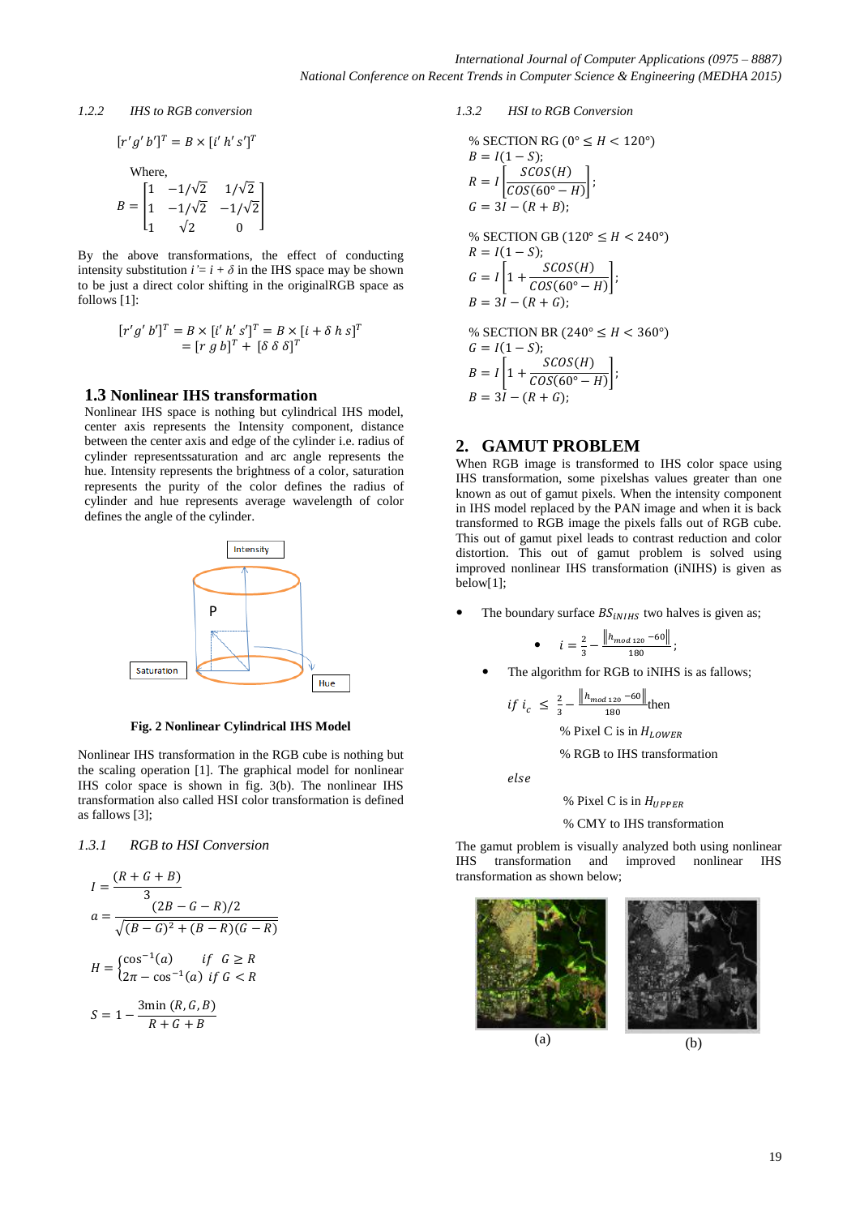#### 1.2.2 IHS to RGB conversion

$$[r' g' b']^T = B \times [i' h' s']^T$$

Where,

$$B = \begin{bmatrix} 1 & -1/\sqrt{2} & 1/\sqrt{2} \\ 1 & -1/\sqrt{2} & -1/\sqrt{2} \\ 1 & \sqrt{2} & 0 \end{bmatrix}$$

By the above transformations, the effect of conducting intensity substitution $i' = i + \delta$ in the IHS space may be shown to be just a direct color shifting in the originalRGB space as follows [1]:

$$[r' g' b']^T = B \times [i' h' s']^T = B \times [i + \delta \; h \; s]^T$$
$$= [r \; g \; b]^T + [\delta \; \delta \; \delta]^T$$

### 1.3 Nonlinear IHS transformation

Nonlinear IHS space is nothing but cylindrical IHS model, center axis represents the Intensity component, distance between the center axis and edge of the cylinder i.e. radius of cylinder representssaturation and arc angle represents the hue. Intensity represents the brightness of a color, saturation represents the purity of the color defines the radius of cylinder and hue represents average wavelength of color defines the angle of the cylinder.

**Fig. 2 Nonlinear Cylindrical IHS Model**

Nonlinear IHS transformation in the RGB cube is nothing but the scaling operation [1]. The graphical model for nonlinear IHS color space is shown in fig. 3(b). The nonlinear IHS transformation also called HSI color transformation is defined as fallows [3];

#### 1.3.1 RGB to HSI Conversion

$$I = \frac{(R + G + B)}{3}$$

$$a = \frac{(2B - G - R)/2}{\sqrt{(B - G)^2 + (B - R)(G - R)}}$$

$$H = \begin{cases} \cos^{-1}(a) & if \;\; G \geq R \\ 2\pi - \cos^{-1}(a) & if \; G < R \end{cases}$$

$$S = 1 - \frac{3\min(R, G, B)}{R + G + B}$$

#### 1.3.2 HSI to RGB Conversion

% SECTION RG ($0° \leq H < 120°$)

$B = I(1 - S)$;

$R = I\left[\frac{SCOS(H)}{COS(60° - H)}\right]$;

$G = 3I - (R + B)$;

% SECTION GB ($120° \leq H < 240°$)

$R = I(1 - S)$;

$G = I\left[1 + \frac{SCOS(H)}{COS(60° - H)}\right]$;

$B = 3I - (R + G)$;

% SECTION BR ($240° \leq H < 360°$)

$G = I(1 - S)$;

$B = I\left[1 + \frac{SCOS(H)}{COS(60° - H)}\right]$;

$B = 3I - (R + G)$;

## 2. GAMUT PROBLEM

When RGB image is transformed to IHS color space using IHS transformation, some pixelshas values greater than one known as out of gamut pixels. When the intensity component in IHS model replaced by the PAN image and when it is back transformed to RGB image the pixels falls out of RGB cube. This out of gamut pixel leads to contrast reduction and color distortion. This out of gamut problem is solved using improved nonlinear IHS transformation (iNIHS) is given as below[1];

- The boundary surface $BS_{iNIHS}$ two halves is given as;
  - $i = \frac{2}{3} - \frac{\| h_{mod\,120} - 60 \|}{180}$;
- The algorithm for RGB to iNIHS is as fallows;

$if \; i_c \leq \frac{2}{3} - \frac{\| h_{mod\,120} - 60 \|}{180}$ then

% Pixel C is in $H_{LOWER}$

% RGB to IHS transformation

$else$

% Pixel C is in $H_{UPPER}$

% CMY to IHS transformation

The gamut problem is visually analyzed both using nonlinear IHS transformation and improved nonlinear IHS transformation as shown below;

(a) (b)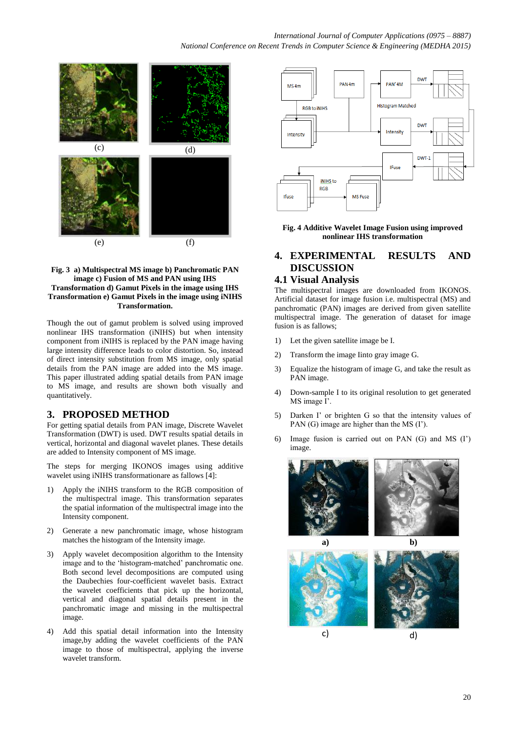(c) (d)

(e) (f)

**Fig. 3 a) Multispectral MS image b) Panchromatic PAN image c) Fusion of MS and PAN using IHS Transformation d) Gamut Pixels in the image using IHS Transformation e) Gamut Pixels in the image using iNIHS Transformation.**

Though the out of gamut problem is solved using improved nonlinear IHS transformation (iNIHS) but when intensity component from iNIHS is replaced by the PAN image having large intensity difference leads to color distortion. So, instead of direct intensity substitution from MS image, only spatial details from the PAN image are added into the MS image. This paper illustrated adding spatial details from PAN image to MS image, and results are shown both visually and quantitatively.

## 3. PROPOSED METHOD

For getting spatial details from PAN image, Discrete Wavelet Transformation (DWT) is used. DWT results spatial details in vertical, horizontal and diagonal wavelet planes. These details are added to Intensity component of MS image.

The steps for merging IKONOS images using additive wavelet using iNIHS transformationare as fallows [4]:

1) Apply the iNIHS transform to the RGB composition of the multispectral image. This transformation separates the spatial information of the multispectral image into the Intensity component.
2) Generate a new panchromatic image, whose histogram matches the histogram of the Intensity image.
3) Apply wavelet decomposition algorithm to the Intensity image and to the 'histogram-matched' panchromatic one. Both second level decompositions are computed using the Daubechies four-coefficient wavelet basis. Extract the wavelet coefficients that pick up the horizontal, vertical and diagonal spatial details present in the panchromatic image and missing in the multispectral image.
4) Add this spatial detail information into the Intensity image,by adding the wavelet coefficients of the PAN image to those of multispectral, applying the inverse wavelet transform.

MS 4m | PAN 4m | PAN' 4M | DWT | RGB to iNIHS | Histogram Matched | Intensity | Intensity | DWT | IFuse | DWT-1 | Ifuse | iNIHS to RGB | MS Fuse

**Fig. 4 Additive Wavelet Image Fusion using improved nonlinear IHS transformation**

## 4. EXPERIMENTAL RESULTS AND DISCUSSION

### 4.1 Visual Analysis

The multispectral images are downloaded from IKONOS. Artificial dataset for image fusion i.e. multispectral (MS) and panchromatic (PAN) images are derived from given satellite multispectral image. The generation of dataset for image fusion is as fallows;

1) Let the given satellite image be I.
2) Transform the image Iinto gray image G.
3) Equalize the histogram of image G, and take the result as PAN image.
4) Down-sample I to its original resolution to get generated MS image I'.
5) Darken I' or brighten G so that the intensity values of PAN (G) image are higher than the MS (I').
6) Image fusion is carried out on PAN (G) and MS (I') image.

**a)** **b)**

c) d)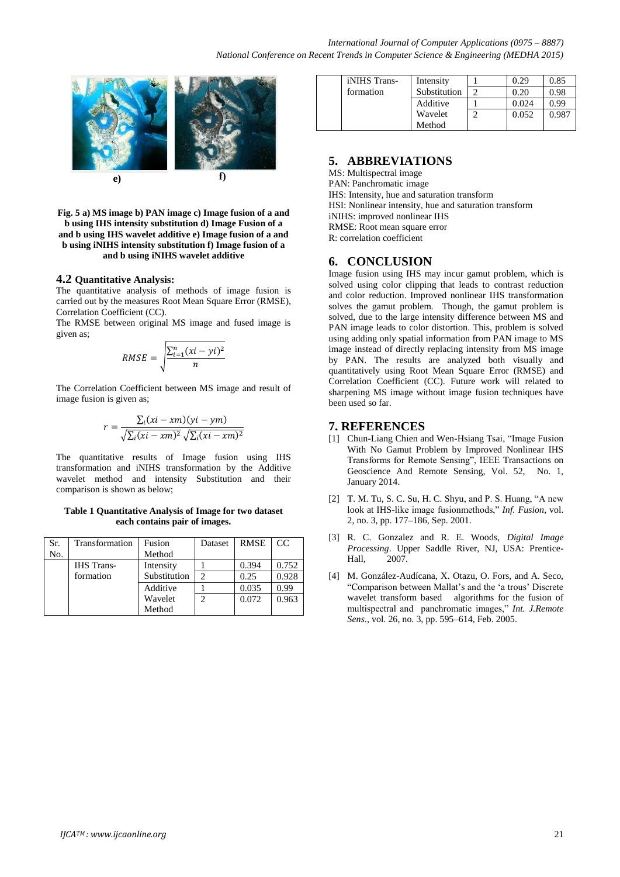e) f)

**Fig. 5 a) MS image b) PAN image c) Image fusion of a and b using IHS intensity substitution d) Image Fusion of a and b using IHS wavelet additive e) Image fusion of a and b using iNIHS intensity substitution f) Image fusion of a and b using iNIHS wavelet additive**

### 4.2 Quantitative Analysis:

The quantitative analysis of methods of image fusion is carried out by the measures Root Mean Square Error (RMSE), Correlation Coefficient (CC).

The RMSE between original MS image and fused image is given as;

$$RMSE = \sqrt{\frac{\sum_{i=1}^{n}(xi - yi)^2}{n}}$$

The Correlation Coefficient between MS image and result of image fusion is given as;

$$r = \frac{\sum_i (xi - xm)(yi - ym)}{\sqrt{\sum_i (xi - xm)^2}\sqrt{\sum_i (xi - xm)^2}}$$

The quantitative results of Image fusion using IHS transformation and iNIHS transformation by the Additive wavelet method and intensity Substitution and their comparison is shown as below;

**Table 1 Quantitative Analysis of Image for two dataset each contains pair of images.**

| Sr. No. | Transformation | Fusion Method | Dataset | RMSE | CC |
|---|---|---|---|---|---|
| | IHS Trans-formation | Intensity Substitution | 1 | 0.394 | 0.752 |
| | | | 2 | 0.25 | 0.928 |
| | | Additive Wavelet Method | 1 | 0.035 | 0.99 |
| | | | 2 | 0.072 | 0.963 |
| | iNIHS Trans-formation | Intensity Substitution | 1 | 0.29 | 0.85 |
| | | | 2 | 0.20 | 0.98 |
| | | Additive Wavelet Method | 1 | 0.024 | 0.99 |
| | | | 2 | 0.052 | 0.987 |

## 5. ABBREVIATIONS

MS: Multispectral image
PAN: Panchromatic image
IHS: Intensity, hue and saturation transform
HSI: Nonlinear intensity, hue and saturation transform
iNIHS: improved nonlinear IHS
RMSE: Root mean square error
R: correlation coefficient

## 6. CONCLUSION

Image fusion using IHS may incur gamut problem, which is solved using color clipping that leads to contrast reduction and color reduction. Improved nonlinear IHS transformation solves the gamut problem. Though, the gamut problem is solved, due to the large intensity difference between MS and PAN image leads to color distortion. This, problem is solved using adding only spatial information from PAN image to MS image instead of directly replacing intensity from MS image by PAN. The results are analyzed both visually and quantitatively using Root Mean Square Error (RMSE) and Correlation Coefficient (CC). Future work will related to sharpening MS image without image fusion techniques have been used so far.

## 7. REFERENCES

[1] Chun-Liang Chien and Wen-Hsiang Tsai, "Image Fusion With No Gamut Problem by Improved Nonlinear IHS Transforms for Remote Sensing", IEEE Transactions on Geoscience And Remote Sensing, Vol. 52, No. 1, January 2014.

[2] T. M. Tu, S. C. Su, H. C. Shyu, and P. S. Huang, "A new look at IHS-like image fusionmethods," *Inf. Fusion*, vol. 2, no. 3, pp. 177–186, Sep. 2001.

[3] R. C. Gonzalez and R. E. Woods, *Digital Image Processing*. Upper Saddle River, NJ, USA: Prentice-Hall, 2007.

[4] M. González-Audícana, X. Otazu, O. Fors, and A. Seco, "Comparison between Mallat's and the 'a trous' Discrete wavelet transform based algorithms for the fusion of multispectral and panchromatic images," *Int. J.Remote Sens.*, vol. 26, no. 3, pp. 595–614, Feb. 2005.